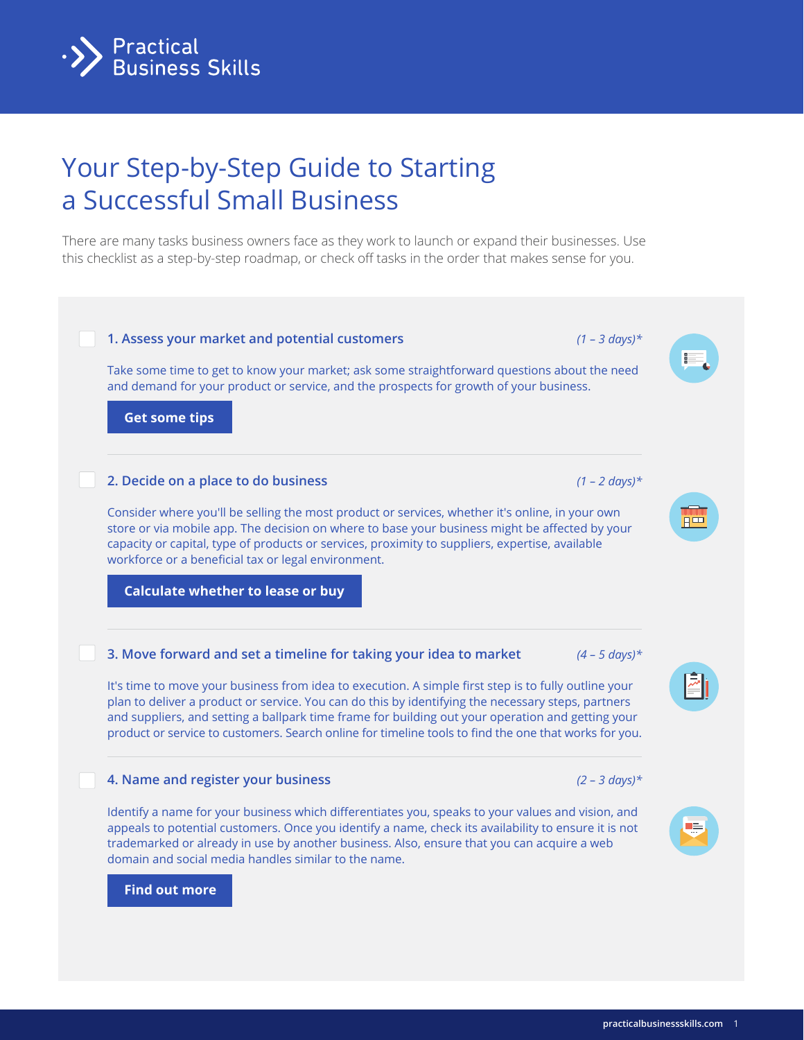Practical Business Skills

# Your Step-by-Step Guide to Starting a Successful Small Business

There are many tasks business owners face as they work to launch or expand their businesses. Use this checklist as a step-by-step roadmap, or check off tasks in the order that makes sense for you.

- [ ] **1. Assess your market and potential customers** *(1 – 3 days)**

Take some time to get to know your market; ask some straightforward questions about the need and demand for your product or service, and the prospects for growth of your business.

**Get some tips**

---

- [ ] **2. Decide on a place to do business** *(1 – 2 days)**

Consider where you'll be selling the most product or services, whether it's online, in your own store or via mobile app. The decision on where to base your business might be affected by your capacity or capital, type of products or services, proximity to suppliers, expertise, available workforce or a beneficial tax or legal environment.

**Calculate whether to lease or buy**

---

- [ ] **3. Move forward and set a timeline for taking your idea to market** *(4 – 5 days)**

It's time to move your business from idea to execution. A simple first step is to fully outline your plan to deliver a product or service. You can do this by identifying the necessary steps, partners and suppliers, and setting a ballpark time frame for building out your operation and getting your product or service to customers. Search online for timeline tools to find the one that works for you.

---

- [ ] **4. Name and register your business** *(2 – 3 days)**

Identify a name for your business which differentiates you, speaks to your values and vision, and appeals to potential customers. Once you identify a name, check its availability to ensure it is not trademarked or already in use by another business. Also, ensure that you can acquire a web domain and social media handles similar to the name.

**Find out more**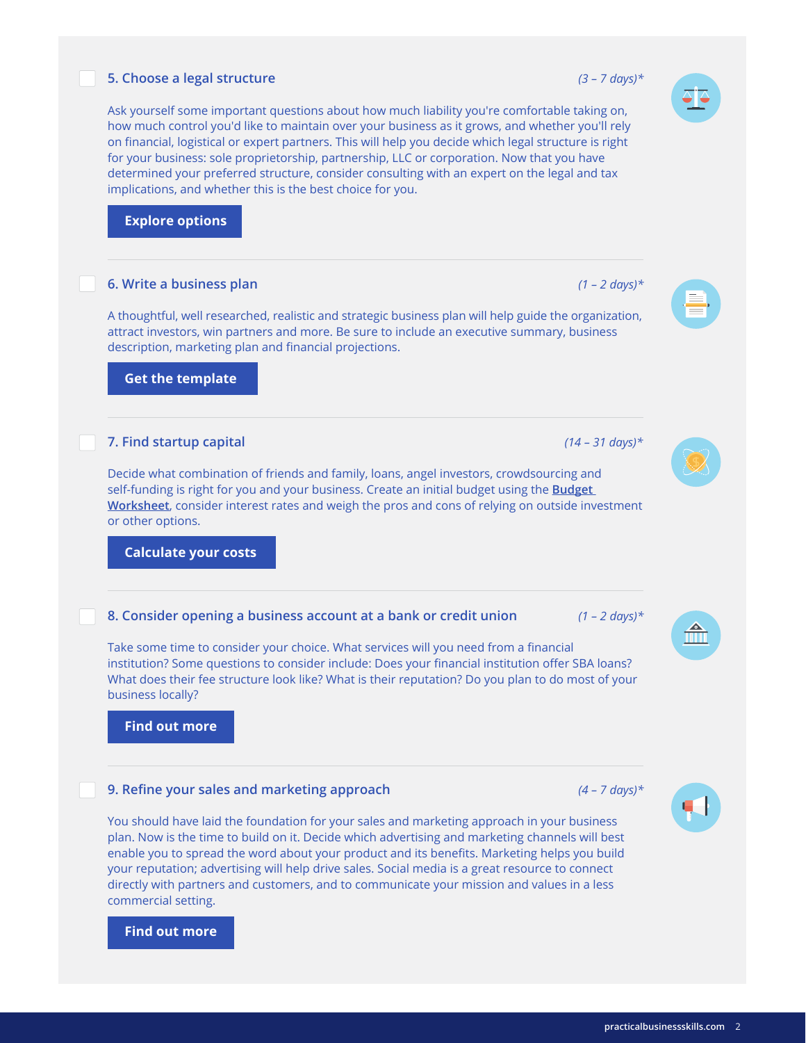### 5. Choose a legal structure *(3 – 7 days)**

Ask yourself some important questions about how much liability you're comfortable taking on, how much control you'd like to maintain over your business as it grows, and whether you'll rely on financial, logistical or expert partners. This will help you decide which legal structure is right for your business: sole proprietorship, partnership, LLC or corporation. Now that you have determined your preferred structure, consider consulting with an expert on the legal and tax implications, and whether this is the best choice for you.

**Explore options**

### 6. Write a business plan *(1 – 2 days)**

A thoughtful, well researched, realistic and strategic business plan will help guide the organization, attract investors, win partners and more. Be sure to include an executive summary, business description, marketing plan and financial projections.

**Get the template**

### 7. Find startup capital *(14 – 31 days)**

Decide what combination of friends and family, loans, angel investors, crowdsourcing and self-funding is right for you and your business. Create an initial budget using the **Budget Worksheet**, consider interest rates and weigh the pros and cons of relying on outside investment or other options.

**Calculate your costs**

### 8. Consider opening a business account at a bank or credit union *(1 – 2 days)**

Take some time to consider your choice. What services will you need from a financial institution? Some questions to consider include: Does your financial institution offer SBA loans? What does their fee structure look like? What is their reputation? Do you plan to do most of your business locally?

**Find out more**

### 9. Refine your sales and marketing approach *(4 – 7 days)**

You should have laid the foundation for your sales and marketing approach in your business plan. Now is the time to build on it. Decide which advertising and marketing channels will best enable you to spread the word about your product and its benefits. Marketing helps you build your reputation; advertising will help drive sales. Social media is a great resource to connect directly with partners and customers, and to communicate your mission and values in a less commercial setting.

**Find out more**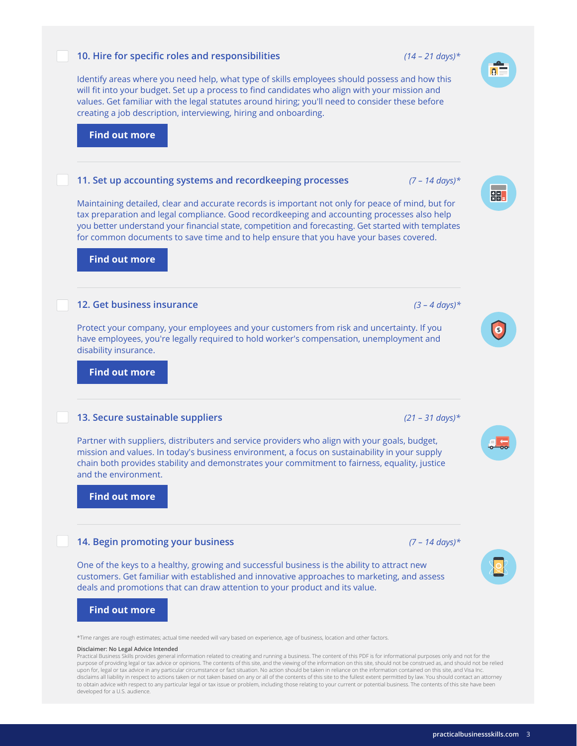### 10. Hire for specific roles and responsibilities

*(14 – 21 days)**

Identify areas where you need help, what type of skills employees should possess and how this will fit into your budget. Set up a process to find candidates who align with your mission and values. Get familiar with the legal statutes around hiring; you'll need to consider these before creating a job description, interviewing, hiring and onboarding.

**Find out more**

### 11. Set up accounting systems and recordkeeping processes

*(7 – 14 days)**

Maintaining detailed, clear and accurate records is important not only for peace of mind, but for tax preparation and legal compliance. Good recordkeeping and accounting processes also help you better understand your financial state, competition and forecasting. Get started with templates for common documents to save time and to help ensure that you have your bases covered.

**Find out more**

### 12. Get business insurance

*(3 – 4 days)**

Protect your company, your employees and your customers from risk and uncertainty. If you have employees, you're legally required to hold worker's compensation, unemployment and disability insurance.

**Find out more**

### 13. Secure sustainable suppliers

*(21 – 31 days)**

Partner with suppliers, distributers and service providers who align with your goals, budget, mission and values. In today's business environment, a focus on sustainability in your supply chain both provides stability and demonstrates your commitment to fairness, equality, justice and the environment.

**Find out more**

### 14. Begin promoting your business

*(7 – 14 days)**

One of the keys to a healthy, growing and successful business is the ability to attract new customers. Get familiar with established and innovative approaches to marketing, and assess deals and promotions that can draw attention to your product and its value.

**Find out more**

*Time ranges are rough estimates; actual time needed will vary based on experience, age of business, location and other factors.

**Disclaimer: No Legal Advice Intended**

Practical Business Skills provides general information related to creating and running a business. The content of this PDF is for informational purposes only and not for the purpose of providing legal or tax advice or opinions. The contents of this site, and the viewing of the information on this site, should not be construed as, and should not be relied upon for, legal or tax advice in any particular circumstance or fact situation. No action should be taken in reliance on the information contained on this site, and Visa Inc. disclaims all liability in respect to actions taken or not taken based on any or all of the contents of this site to the fullest extent permitted by law. You should contact an attorney to obtain advice with respect to any particular legal or tax issue or problem, including those relating to your current or potential business. The contents of this site have been developed for a U.S. audience.